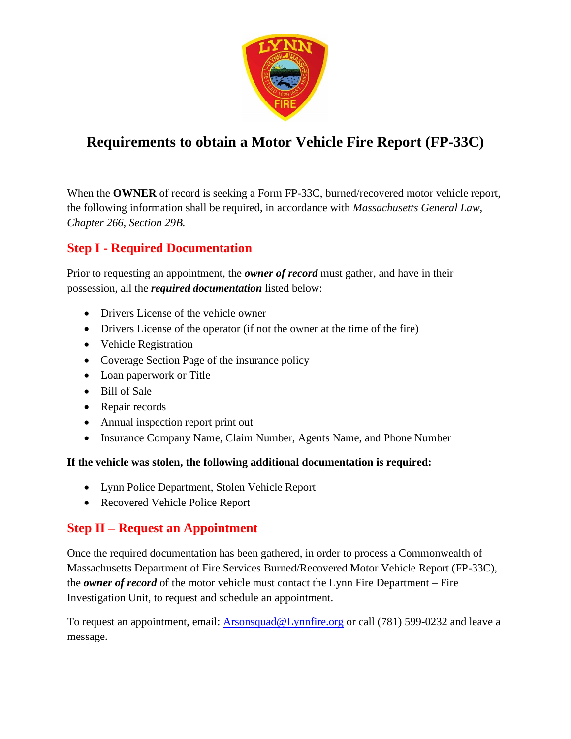# Requirements to obtain a Motor Vehicle Fire Report (FP-33C)

When the **OWNER** of record is seeking a Form FP-33C, burned/recovered motor vehicle report, the following information shall be required, in accordance with *Massachusetts General Law, Chapter 266, Section 29B.*

## Step I - Required Documentation

Prior to requesting an appointment, the ***owner of record*** must gather, and have in their possession, all the ***required documentation*** listed below:

- Drivers License of the vehicle owner
- Drivers License of the operator (if not the owner at the time of the fire)
- Vehicle Registration
- Coverage Section Page of the insurance policy
- Loan paperwork or Title
- Bill of Sale
- Repair records
- Annual inspection report print out
- Insurance Company Name, Claim Number, Agents Name, and Phone Number

**If the vehicle was stolen, the following additional documentation is required:**

- Lynn Police Department, Stolen Vehicle Report
- Recovered Vehicle Police Report

## Step II – Request an Appointment

Once the required documentation has been gathered, in order to process a Commonwealth of Massachusetts Department of Fire Services Burned/Recovered Motor Vehicle Report (FP-33C), the ***owner of record*** of the motor vehicle must contact the Lynn Fire Department – Fire Investigation Unit, to request and schedule an appointment.

To request an appointment, email: Arsonsquad@Lynnfire.org or call (781) 599-0232 and leave a message.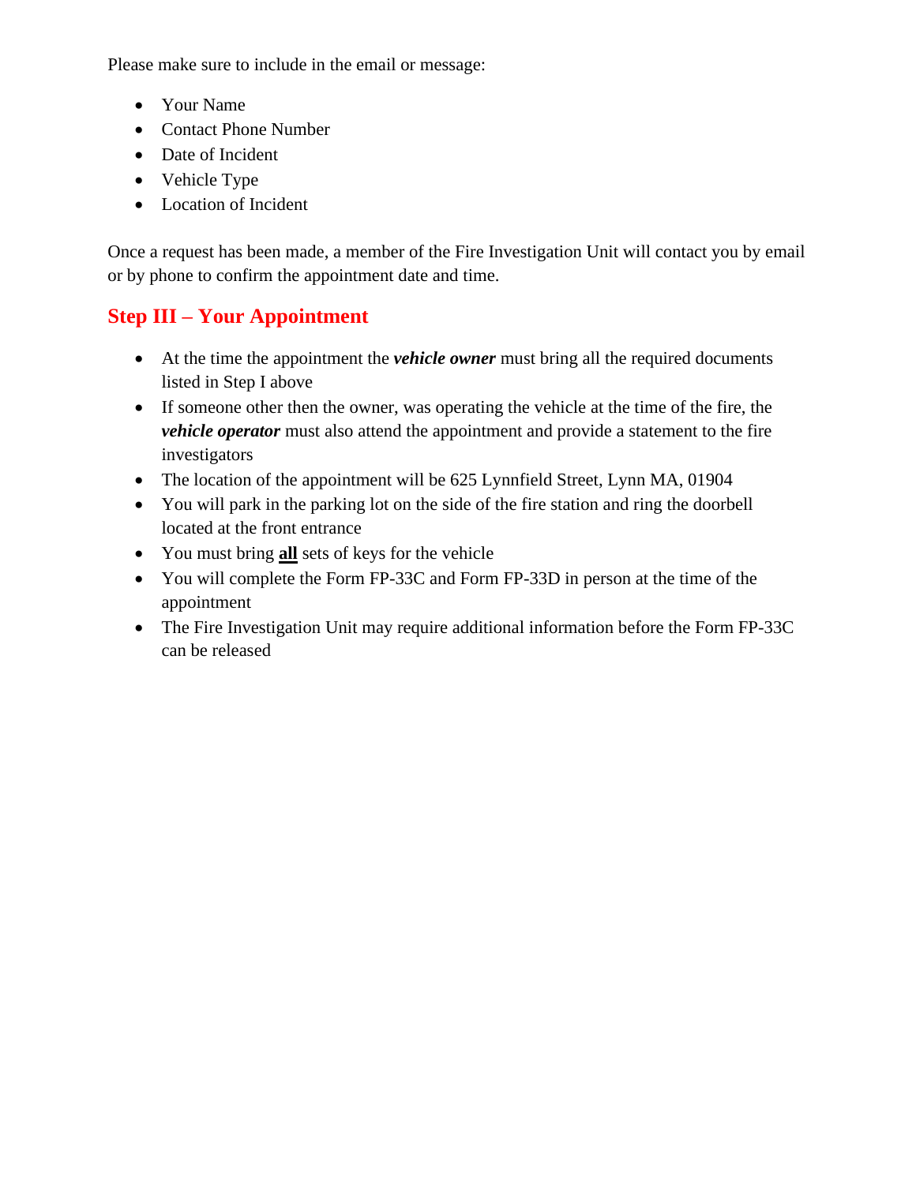Please make sure to include in the email or message:

- Your Name
- Contact Phone Number
- Date of Incident
- Vehicle Type
- Location of Incident

Once a request has been made, a member of the Fire Investigation Unit will contact you by email or by phone to confirm the appointment date and time.

## Step III – Your Appointment

- At the time the appointment the ***vehicle owner*** must bring all the required documents listed in Step I above
- If someone other then the owner, was operating the vehicle at the time of the fire, the ***vehicle operator*** must also attend the appointment and provide a statement to the fire investigators
- The location of the appointment will be 625 Lynnfield Street, Lynn MA, 01904
- You will park in the parking lot on the side of the fire station and ring the doorbell located at the front entrance
- You must bring **<u>all</u>** sets of keys for the vehicle
- You will complete the Form FP-33C and Form FP-33D in person at the time of the appointment
- The Fire Investigation Unit may require additional information before the Form FP-33C can be released